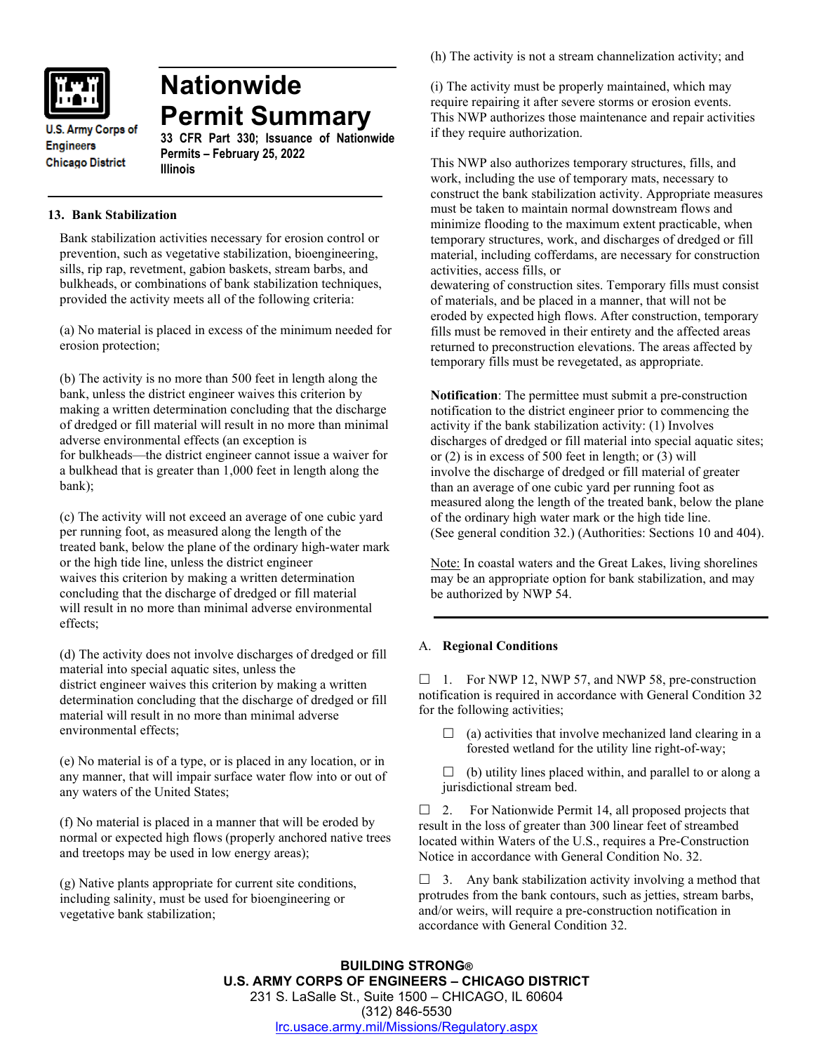U.S. Army Corps of Engineers
Chicago District

# Nationwide Permit Summary

**33 CFR Part 330; Issuance of Nationwide Permits – February 25, 2022**
**Illinois**

## 13. Bank Stabilization

Bank stabilization activities necessary for erosion control or prevention, such as vegetative stabilization, bioengineering, sills, rip rap, revetment, gabion baskets, stream barbs, and bulkheads, or combinations of bank stabilization techniques, provided the activity meets all of the following criteria:

(a) No material is placed in excess of the minimum needed for erosion protection;

(b) The activity is no more than 500 feet in length along the bank, unless the district engineer waives this criterion by making a written determination concluding that the discharge of dredged or fill material will result in no more than minimal adverse environmental effects (an exception is for bulkheads—the district engineer cannot issue a waiver for a bulkhead that is greater than 1,000 feet in length along the bank);

(c) The activity will not exceed an average of one cubic yard per running foot, as measured along the length of the treated bank, below the plane of the ordinary high-water mark or the high tide line, unless the district engineer waives this criterion by making a written determination concluding that the discharge of dredged or fill material will result in no more than minimal adverse environmental effects;

(d) The activity does not involve discharges of dredged or fill material into special aquatic sites, unless the district engineer waives this criterion by making a written determination concluding that the discharge of dredged or fill material will result in no more than minimal adverse environmental effects;

(e) No material is of a type, or is placed in any location, or in any manner, that will impair surface water flow into or out of any waters of the United States;

(f) No material is placed in a manner that will be eroded by normal or expected high flows (properly anchored native trees and treetops may be used in low energy areas);

(g) Native plants appropriate for current site conditions, including salinity, must be used for bioengineering or vegetative bank stabilization;

(h) The activity is not a stream channelization activity; and

(i) The activity must be properly maintained, which may require repairing it after severe storms or erosion events. This NWP authorizes those maintenance and repair activities if they require authorization.

This NWP also authorizes temporary structures, fills, and work, including the use of temporary mats, necessary to construct the bank stabilization activity. Appropriate measures must be taken to maintain normal downstream flows and minimize flooding to the maximum extent practicable, when temporary structures, work, and discharges of dredged or fill material, including cofferdams, are necessary for construction activities, access fills, or dewatering of construction sites. Temporary fills must consist of materials, and be placed in a manner, that will not be eroded by expected high flows. After construction, temporary fills must be removed in their entirety and the affected areas returned to preconstruction elevations. The areas affected by temporary fills must be revegetated, as appropriate.

**Notification**: The permittee must submit a pre-construction notification to the district engineer prior to commencing the activity if the bank stabilization activity: (1) Involves discharges of dredged or fill material into special aquatic sites; or (2) is in excess of 500 feet in length; or (3) will involve the discharge of dredged or fill material of greater than an average of one cubic yard per running foot as measured along the length of the treated bank, below the plane of the ordinary high water mark or the high tide line. (See general condition 32.) (Authorities: Sections 10 and 404).

Note: In coastal waters and the Great Lakes, living shorelines may be an appropriate option for bank stabilization, and may be authorized by NWP 54.

## A. Regional Conditions

☐ 1. For NWP 12, NWP 57, and NWP 58, pre-construction notification is required in accordance with General Condition 32 for the following activities;

- ☐ (a) activities that involve mechanized land clearing in a forested wetland for the utility line right-of-way;
- ☐ (b) utility lines placed within, and parallel to or along a jurisdictional stream bed.

☐ 2. For Nationwide Permit 14, all proposed projects that result in the loss of greater than 300 linear feet of streambed located within Waters of the U.S., requires a Pre-Construction Notice in accordance with General Condition No. 32.

☐ 3. Any bank stabilization activity involving a method that protrudes from the bank contours, such as jetties, stream barbs, and/or weirs, will require a pre-construction notification in accordance with General Condition 32.

**BUILDING STRONG®**
**U.S. ARMY CORPS OF ENGINEERS – CHICAGO DISTRICT**
231 S. LaSalle St., Suite 1500 – CHICAGO, IL 60604
(312) 846-5530
lrc.usace.army.mil/Missions/Regulatory.aspx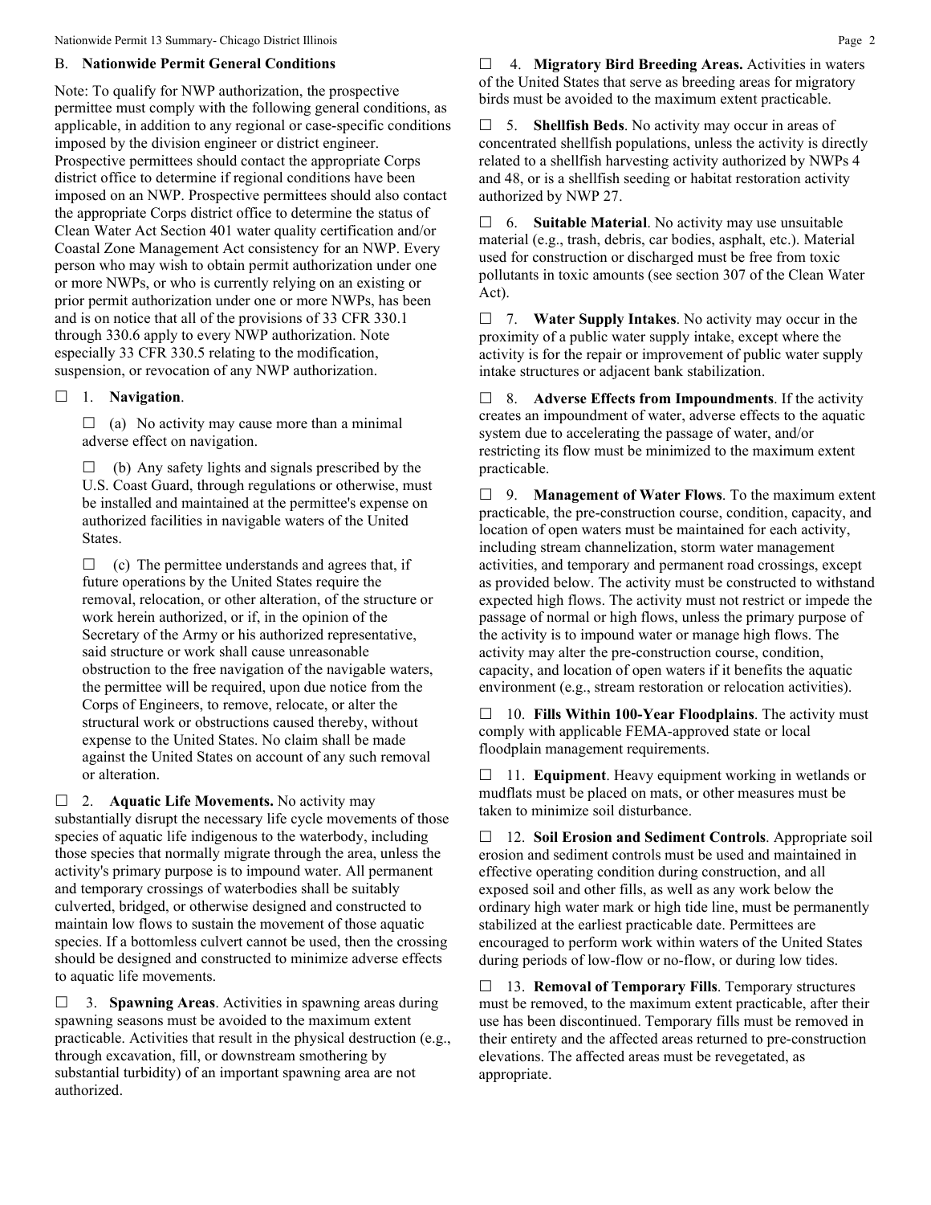## B. Nationwide Permit General Conditions

Note: To qualify for NWP authorization, the prospective permittee must comply with the following general conditions, as applicable, in addition to any regional or case-specific conditions imposed by the division engineer or district engineer. Prospective permittees should contact the appropriate Corps district office to determine if regional conditions have been imposed on an NWP. Prospective permittees should also contact the appropriate Corps district office to determine the status of Clean Water Act Section 401 water quality certification and/or Coastal Zone Management Act consistency for an NWP. Every person who may wish to obtain permit authorization under one or more NWPs, or who is currently relying on an existing or prior permit authorization under one or more NWPs, has been and is on notice that all of the provisions of 33 CFR 330.1 through 330.6 apply to every NWP authorization. Note especially 33 CFR 330.5 relating to the modification, suspension, or revocation of any NWP authorization.

☐ 1. **Navigation**.

☐ (a) No activity may cause more than a minimal adverse effect on navigation.

☐ (b) Any safety lights and signals prescribed by the U.S. Coast Guard, through regulations or otherwise, must be installed and maintained at the permittee's expense on authorized facilities in navigable waters of the United States.

☐ (c) The permittee understands and agrees that, if future operations by the United States require the removal, relocation, or other alteration, of the structure or work herein authorized, or if, in the opinion of the Secretary of the Army or his authorized representative, said structure or work shall cause unreasonable obstruction to the free navigation of the navigable waters, the permittee will be required, upon due notice from the Corps of Engineers, to remove, relocate, or alter the structural work or obstructions caused thereby, without expense to the United States. No claim shall be made against the United States on account of any such removal or alteration.

☐ 2. **Aquatic Life Movements.** No activity may substantially disrupt the necessary life cycle movements of those species of aquatic life indigenous to the waterbody, including those species that normally migrate through the area, unless the activity's primary purpose is to impound water. All permanent and temporary crossings of waterbodies shall be suitably culverted, bridged, or otherwise designed and constructed to maintain low flows to sustain the movement of those aquatic species. If a bottomless culvert cannot be used, then the crossing should be designed and constructed to minimize adverse effects to aquatic life movements.

☐ 3. **Spawning Areas**. Activities in spawning areas during spawning seasons must be avoided to the maximum extent practicable. Activities that result in the physical destruction (e.g., through excavation, fill, or downstream smothering by substantial turbidity) of an important spawning area are not authorized.

☐ 4. **Migratory Bird Breeding Areas.** Activities in waters of the United States that serve as breeding areas for migratory birds must be avoided to the maximum extent practicable.

☐ 5. **Shellfish Beds**. No activity may occur in areas of concentrated shellfish populations, unless the activity is directly related to a shellfish harvesting activity authorized by NWPs 4 and 48, or is a shellfish seeding or habitat restoration activity authorized by NWP 27.

☐ 6. **Suitable Material**. No activity may use unsuitable material (e.g., trash, debris, car bodies, asphalt, etc.). Material used for construction or discharged must be free from toxic pollutants in toxic amounts (see section 307 of the Clean Water Act).

☐ 7. **Water Supply Intakes**. No activity may occur in the proximity of a public water supply intake, except where the activity is for the repair or improvement of public water supply intake structures or adjacent bank stabilization.

☐ 8. **Adverse Effects from Impoundments**. If the activity creates an impoundment of water, adverse effects to the aquatic system due to accelerating the passage of water, and/or restricting its flow must be minimized to the maximum extent practicable.

☐ 9. **Management of Water Flows**. To the maximum extent practicable, the pre-construction course, condition, capacity, and location of open waters must be maintained for each activity, including stream channelization, storm water management activities, and temporary and permanent road crossings, except as provided below. The activity must be constructed to withstand expected high flows. The activity must not restrict or impede the passage of normal or high flows, unless the primary purpose of the activity is to impound water or manage high flows. The activity may alter the pre-construction course, condition, capacity, and location of open waters if it benefits the aquatic environment (e.g., stream restoration or relocation activities).

☐ 10. **Fills Within 100-Year Floodplains**. The activity must comply with applicable FEMA-approved state or local floodplain management requirements.

☐ 11. **Equipment**. Heavy equipment working in wetlands or mudflats must be placed on mats, or other measures must be taken to minimize soil disturbance.

☐ 12. **Soil Erosion and Sediment Controls**. Appropriate soil erosion and sediment controls must be used and maintained in effective operating condition during construction, and all exposed soil and other fills, as well as any work below the ordinary high water mark or high tide line, must be permanently stabilized at the earliest practicable date. Permittees are encouraged to perform work within waters of the United States during periods of low-flow or no-flow, or during low tides.

☐ 13. **Removal of Temporary Fills**. Temporary structures must be removed, to the maximum extent practicable, after their use has been discontinued. Temporary fills must be removed in their entirety and the affected areas returned to pre-construction elevations. The affected areas must be revegetated, as appropriate.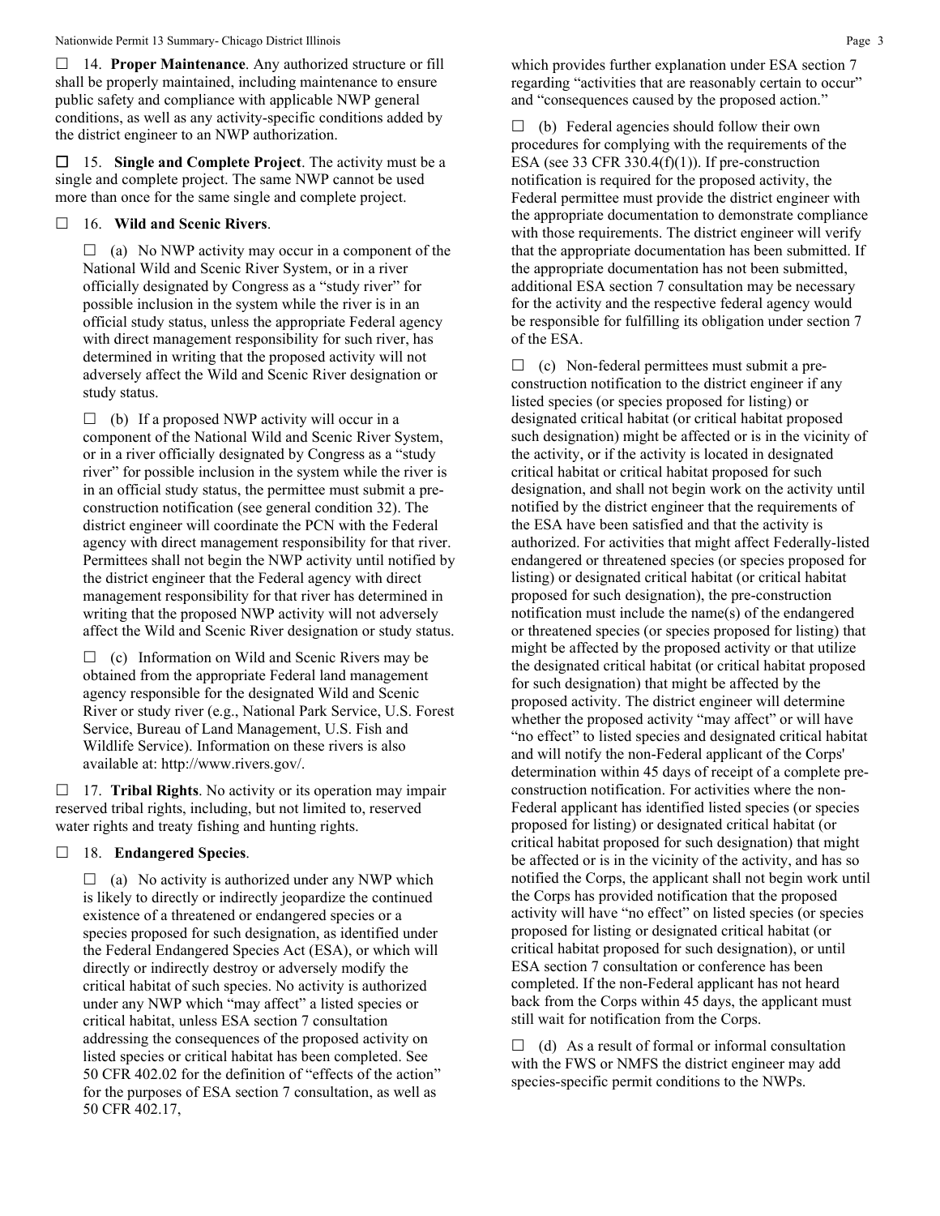☐ 14. **Proper Maintenance**. Any authorized structure or fill shall be properly maintained, including maintenance to ensure public safety and compliance with applicable NWP general conditions, as well as any activity-specific conditions added by the district engineer to an NWP authorization.

☐ 15. **Single and Complete Project**. The activity must be a single and complete project. The same NWP cannot be used more than once for the same single and complete project.

☐ 16. **Wild and Scenic Rivers**.

☐ (a) No NWP activity may occur in a component of the National Wild and Scenic River System, or in a river officially designated by Congress as a "study river" for possible inclusion in the system while the river is in an official study status, unless the appropriate Federal agency with direct management responsibility for such river, has determined in writing that the proposed activity will not adversely affect the Wild and Scenic River designation or study status.

☐ (b) If a proposed NWP activity will occur in a component of the National Wild and Scenic River System, or in a river officially designated by Congress as a "study river" for possible inclusion in the system while the river is in an official study status, the permittee must submit a pre-construction notification (see general condition 32). The district engineer will coordinate the PCN with the Federal agency with direct management responsibility for that river. Permittees shall not begin the NWP activity until notified by the district engineer that the Federal agency with direct management responsibility for that river has determined in writing that the proposed NWP activity will not adversely affect the Wild and Scenic River designation or study status.

☐ (c) Information on Wild and Scenic Rivers may be obtained from the appropriate Federal land management agency responsible for the designated Wild and Scenic River or study river (e.g., National Park Service, U.S. Forest Service, Bureau of Land Management, U.S. Fish and Wildlife Service). Information on these rivers is also available at: http://www.rivers.gov/.

☐ 17. **Tribal Rights**. No activity or its operation may impair reserved tribal rights, including, but not limited to, reserved water rights and treaty fishing and hunting rights.

☐ 18. **Endangered Species**.

☐ (a) No activity is authorized under any NWP which is likely to directly or indirectly jeopardize the continued existence of a threatened or endangered species or a species proposed for such designation, as identified under the Federal Endangered Species Act (ESA), or which will directly or indirectly destroy or adversely modify the critical habitat of such species. No activity is authorized under any NWP which "may affect" a listed species or critical habitat, unless ESA section 7 consultation addressing the consequences of the proposed activity on listed species or critical habitat has been completed. See 50 CFR 402.02 for the definition of "effects of the action" for the purposes of ESA section 7 consultation, as well as 50 CFR 402.17, which provides further explanation under ESA section 7 regarding "activities that are reasonably certain to occur" and "consequences caused by the proposed action."

☐ (b) Federal agencies should follow their own procedures for complying with the requirements of the ESA (see 33 CFR 330.4(f)(1)). If pre-construction notification is required for the proposed activity, the Federal permittee must provide the district engineer with the appropriate documentation to demonstrate compliance with those requirements. The district engineer will verify that the appropriate documentation has been submitted. If the appropriate documentation has not been submitted, additional ESA section 7 consultation may be necessary for the activity and the respective federal agency would be responsible for fulfilling its obligation under section 7 of the ESA.

☐ (c) Non-federal permittees must submit a pre-construction notification to the district engineer if any listed species (or species proposed for listing) or designated critical habitat (or critical habitat proposed such designation) might be affected or is in the vicinity of the activity, or if the activity is located in designated critical habitat or critical habitat proposed for such designation, and shall not begin work on the activity until notified by the district engineer that the requirements of the ESA have been satisfied and that the activity is authorized. For activities that might affect Federally-listed endangered or threatened species (or species proposed for listing) or designated critical habitat (or critical habitat proposed for such designation), the pre-construction notification must include the name(s) of the endangered or threatened species (or species proposed for listing) that might be affected by the proposed activity or that utilize the designated critical habitat (or critical habitat proposed for such designation) that might be affected by the proposed activity. The district engineer will determine whether the proposed activity "may affect" or will have "no effect" to listed species and designated critical habitat and will notify the non-Federal applicant of the Corps' determination within 45 days of receipt of a complete pre-construction notification. For activities where the non-Federal applicant has identified listed species (or species proposed for listing) or designated critical habitat (or critical habitat proposed for such designation) that might be affected or is in the vicinity of the activity, and has so notified the Corps, the applicant shall not begin work until the Corps has provided notification that the proposed activity will have "no effect" on listed species (or species proposed for listing or designated critical habitat (or critical habitat proposed for such designation), or until ESA section 7 consultation or conference has been completed. If the non-Federal applicant has not heard back from the Corps within 45 days, the applicant must still wait for notification from the Corps.

☐ (d) As a result of formal or informal consultation with the FWS or NMFS the district engineer may add species-specific permit conditions to the NWPs.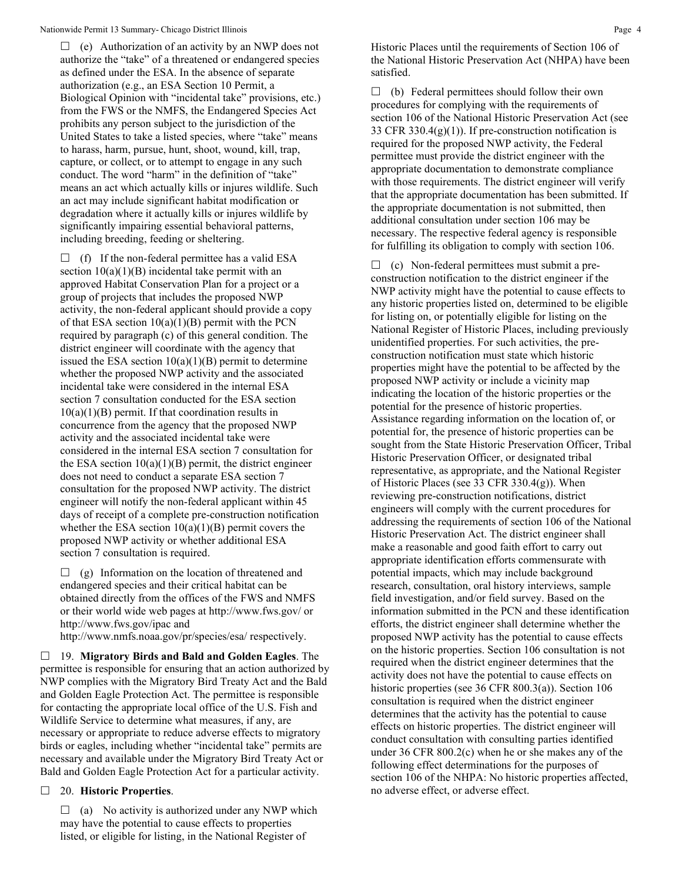☐ (e) Authorization of an activity by an NWP does not authorize the "take" of a threatened or endangered species as defined under the ESA. In the absence of separate authorization (e.g., an ESA Section 10 Permit, a Biological Opinion with "incidental take" provisions, etc.) from the FWS or the NMFS, the Endangered Species Act prohibits any person subject to the jurisdiction of the United States to take a listed species, where "take" means to harass, harm, pursue, hunt, shoot, wound, kill, trap, capture, or collect, or to attempt to engage in any such conduct. The word "harm" in the definition of "take" means an act which actually kills or injures wildlife. Such an act may include significant habitat modification or degradation where it actually kills or injures wildlife by significantly impairing essential behavioral patterns, including breeding, feeding or sheltering.

☐ (f) If the non-federal permittee has a valid ESA section 10(a)(1)(B) incidental take permit with an approved Habitat Conservation Plan for a project or a group of projects that includes the proposed NWP activity, the non-federal applicant should provide a copy of that ESA section 10(a)(1)(B) permit with the PCN required by paragraph (c) of this general condition. The district engineer will coordinate with the agency that issued the ESA section 10(a)(1)(B) permit to determine whether the proposed NWP activity and the associated incidental take were considered in the internal ESA section 7 consultation conducted for the ESA section 10(a)(1)(B) permit. If that coordination results in concurrence from the agency that the proposed NWP activity and the associated incidental take were considered in the internal ESA section 7 consultation for the ESA section 10(a)(1)(B) permit, the district engineer does not need to conduct a separate ESA section 7 consultation for the proposed NWP activity. The district engineer will notify the non-federal applicant within 45 days of receipt of a complete pre-construction notification whether the ESA section 10(a)(1)(B) permit covers the proposed NWP activity or whether additional ESA section 7 consultation is required.

☐ (g) Information on the location of threatened and endangered species and their critical habitat can be obtained directly from the offices of the FWS and NMFS or their world wide web pages at http://www.fws.gov/ or http://www.fws.gov/ipac and http://www.nmfs.noaa.gov/pr/species/esa/ respectively.

☐ 19. **Migratory Birds and Bald and Golden Eagles**. The permittee is responsible for ensuring that an action authorized by NWP complies with the Migratory Bird Treaty Act and the Bald and Golden Eagle Protection Act. The permittee is responsible for contacting the appropriate local office of the U.S. Fish and Wildlife Service to determine what measures, if any, are necessary or appropriate to reduce adverse effects to migratory birds or eagles, including whether "incidental take" permits are necessary and available under the Migratory Bird Treaty Act or Bald and Golden Eagle Protection Act for a particular activity.

☐ 20. **Historic Properties**.

☐ (a) No activity is authorized under any NWP which may have the potential to cause effects to properties listed, or eligible for listing, in the National Register of Historic Places until the requirements of Section 106 of the National Historic Preservation Act (NHPA) have been satisfied.

☐ (b) Federal permittees should follow their own procedures for complying with the requirements of section 106 of the National Historic Preservation Act (see 33 CFR 330.4(g)(1)). If pre-construction notification is required for the proposed NWP activity, the Federal permittee must provide the district engineer with the appropriate documentation to demonstrate compliance with those requirements. The district engineer will verify that the appropriate documentation has been submitted. If the appropriate documentation is not submitted, then additional consultation under section 106 may be necessary. The respective federal agency is responsible for fulfilling its obligation to comply with section 106.

☐ (c) Non-federal permittees must submit a pre-construction notification to the district engineer if the NWP activity might have the potential to cause effects to any historic properties listed on, determined to be eligible for listing on, or potentially eligible for listing on the National Register of Historic Places, including previously unidentified properties. For such activities, the pre-construction notification must state which historic properties might have the potential to be affected by the proposed NWP activity or include a vicinity map indicating the location of the historic properties or the potential for the presence of historic properties. Assistance regarding information on the location of, or potential for, the presence of historic properties can be sought from the State Historic Preservation Officer, Tribal Historic Preservation Officer, or designated tribal representative, as appropriate, and the National Register of Historic Places (see 33 CFR 330.4(g)). When reviewing pre-construction notifications, district engineers will comply with the current procedures for addressing the requirements of section 106 of the National Historic Preservation Act. The district engineer shall make a reasonable and good faith effort to carry out appropriate identification efforts commensurate with potential impacts, which may include background research, consultation, oral history interviews, sample field investigation, and/or field survey. Based on the information submitted in the PCN and these identification efforts, the district engineer shall determine whether the proposed NWP activity has the potential to cause effects on the historic properties. Section 106 consultation is not required when the district engineer determines that the activity does not have the potential to cause effects on historic properties (see 36 CFR 800.3(a)). Section 106 consultation is required when the district engineer determines that the activity has the potential to cause effects on historic properties. The district engineer will conduct consultation with consulting parties identified under 36 CFR 800.2(c) when he or she makes any of the following effect determinations for the purposes of section 106 of the NHPA: No historic properties affected, no adverse effect, or adverse effect.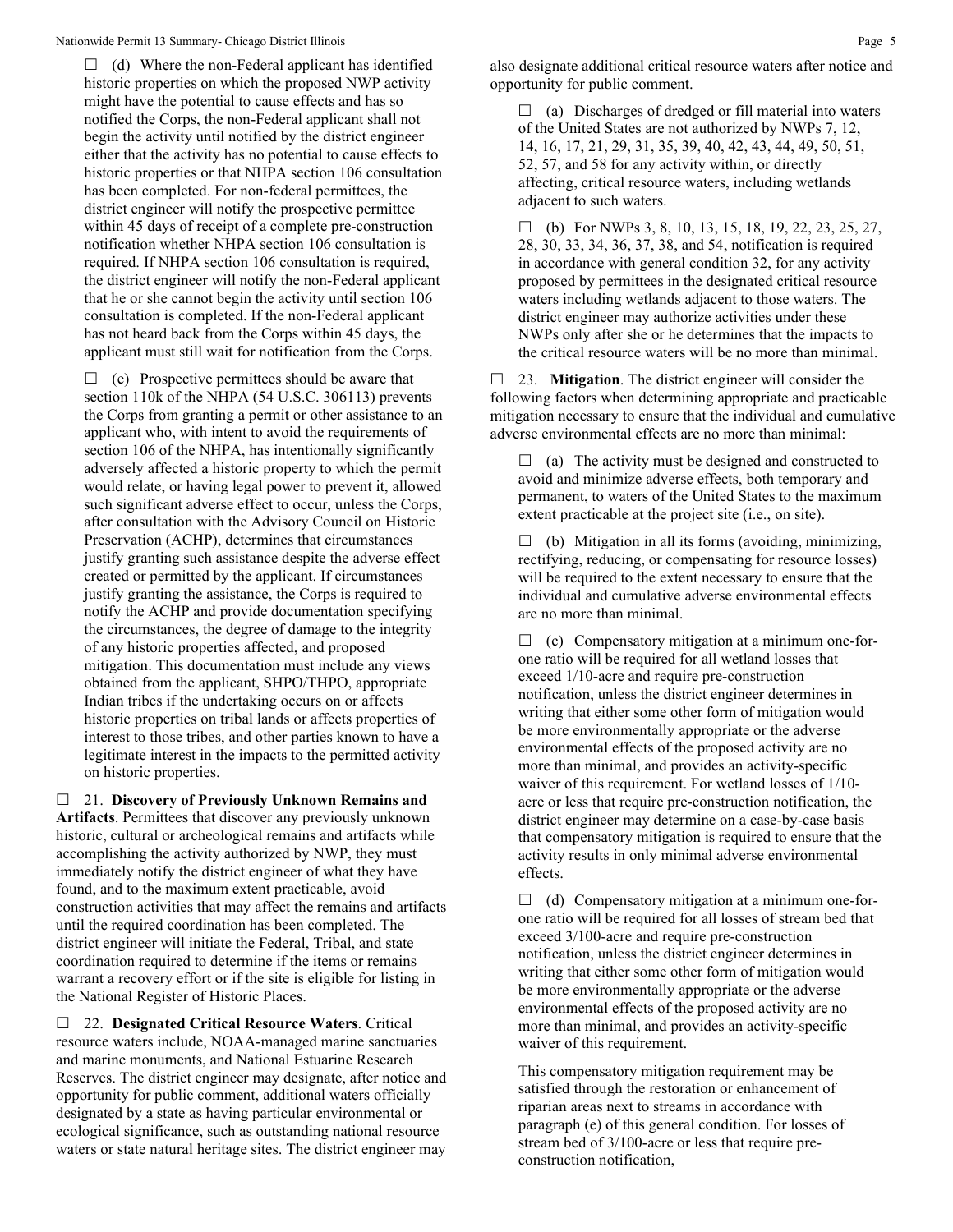☐ (d) Where the non-Federal applicant has identified historic properties on which the proposed NWP activity might have the potential to cause effects and has so notified the Corps, the non-Federal applicant shall not begin the activity until notified by the district engineer either that the activity has no potential to cause effects to historic properties or that NHPA section 106 consultation has been completed. For non-federal permittees, the district engineer will notify the prospective permittee within 45 days of receipt of a complete pre-construction notification whether NHPA section 106 consultation is required. If NHPA section 106 consultation is required, the district engineer will notify the non-Federal applicant that he or she cannot begin the activity until section 106 consultation is completed. If the non-Federal applicant has not heard back from the Corps within 45 days, the applicant must still wait for notification from the Corps.

☐ (e) Prospective permittees should be aware that section 110k of the NHPA (54 U.S.C. 306113) prevents the Corps from granting a permit or other assistance to an applicant who, with intent to avoid the requirements of section 106 of the NHPA, has intentionally significantly adversely affected a historic property to which the permit would relate, or having legal power to prevent it, allowed such significant adverse effect to occur, unless the Corps, after consultation with the Advisory Council on Historic Preservation (ACHP), determines that circumstances justify granting such assistance despite the adverse effect created or permitted by the applicant. If circumstances justify granting the assistance, the Corps is required to notify the ACHP and provide documentation specifying the circumstances, the degree of damage to the integrity of any historic properties affected, and proposed mitigation. This documentation must include any views obtained from the applicant, SHPO/THPO, appropriate Indian tribes if the undertaking occurs on or affects historic properties on tribal lands or affects properties of interest to those tribes, and other parties known to have a legitimate interest in the impacts to the permitted activity on historic properties.

☐ 21. **Discovery of Previously Unknown Remains and Artifacts**. Permittees that discover any previously unknown historic, cultural or archeological remains and artifacts while accomplishing the activity authorized by NWP, they must immediately notify the district engineer of what they have found, and to the maximum extent practicable, avoid construction activities that may affect the remains and artifacts until the required coordination has been completed. The district engineer will initiate the Federal, Tribal, and state coordination required to determine if the items or remains warrant a recovery effort or if the site is eligible for listing in the National Register of Historic Places.

☐ 22. **Designated Critical Resource Waters**. Critical resource waters include, NOAA-managed marine sanctuaries and marine monuments, and National Estuarine Research Reserves. The district engineer may designate, after notice and opportunity for public comment, additional waters officially designated by a state as having particular environmental or ecological significance, such as outstanding national resource waters or state natural heritage sites. The district engineer may also designate additional critical resource waters after notice and opportunity for public comment.

☐ (a) Discharges of dredged or fill material into waters of the United States are not authorized by NWPs 7, 12, 14, 16, 17, 21, 29, 31, 35, 39, 40, 42, 43, 44, 49, 50, 51, 52, 57, and 58 for any activity within, or directly affecting, critical resource waters, including wetlands adjacent to such waters.

☐ (b) For NWPs 3, 8, 10, 13, 15, 18, 19, 22, 23, 25, 27, 28, 30, 33, 34, 36, 37, 38, and 54, notification is required in accordance with general condition 32, for any activity proposed by permittees in the designated critical resource waters including wetlands adjacent to those waters. The district engineer may authorize activities under these NWPs only after she or he determines that the impacts to the critical resource waters will be no more than minimal.

☐ 23. **Mitigation**. The district engineer will consider the following factors when determining appropriate and practicable mitigation necessary to ensure that the individual and cumulative adverse environmental effects are no more than minimal:

☐ (a) The activity must be designed and constructed to avoid and minimize adverse effects, both temporary and permanent, to waters of the United States to the maximum extent practicable at the project site (i.e., on site).

☐ (b) Mitigation in all its forms (avoiding, minimizing, rectifying, reducing, or compensating for resource losses) will be required to the extent necessary to ensure that the individual and cumulative adverse environmental effects are no more than minimal.

☐ (c) Compensatory mitigation at a minimum one-for-one ratio will be required for all wetland losses that exceed 1/10-acre and require pre-construction notification, unless the district engineer determines in writing that either some other form of mitigation would be more environmentally appropriate or the adverse environmental effects of the proposed activity are no more than minimal, and provides an activity-specific waiver of this requirement. For wetland losses of 1/10-acre or less that require pre-construction notification, the district engineer may determine on a case-by-case basis that compensatory mitigation is required to ensure that the activity results in only minimal adverse environmental effects.

☐ (d) Compensatory mitigation at a minimum one-for-one ratio will be required for all losses of stream bed that exceed 3/100-acre and require pre-construction notification, unless the district engineer determines in writing that either some other form of mitigation would be more environmentally appropriate or the adverse environmental effects of the proposed activity are no more than minimal, and provides an activity-specific waiver of this requirement.

This compensatory mitigation requirement may be satisfied through the restoration or enhancement of riparian areas next to streams in accordance with paragraph (e) of this general condition. For losses of stream bed of 3/100-acre or less that require pre-construction notification,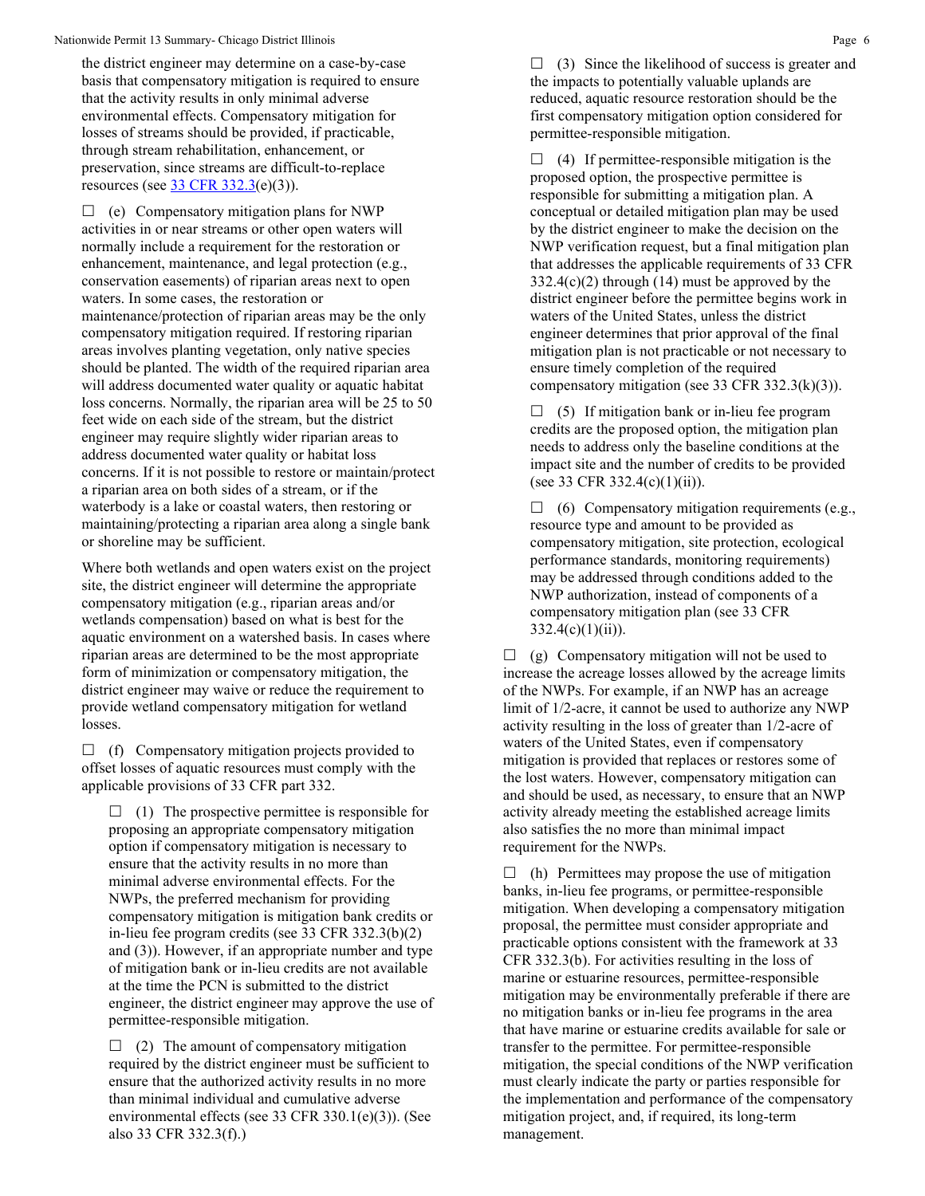the district engineer may determine on a case-by-case basis that compensatory mitigation is required to ensure that the activity results in only minimal adverse environmental effects. Compensatory mitigation for losses of streams should be provided, if practicable, through stream rehabilitation, enhancement, or preservation, since streams are difficult-to-replace resources (see [33 CFR 332.3](#)(e)(3)).

☐ (e) Compensatory mitigation plans for NWP activities in or near streams or other open waters will normally include a requirement for the restoration or enhancement, maintenance, and legal protection (e.g., conservation easements) of riparian areas next to open waters. In some cases, the restoration or maintenance/protection of riparian areas may be the only compensatory mitigation required. If restoring riparian areas involves planting vegetation, only native species should be planted. The width of the required riparian area will address documented water quality or aquatic habitat loss concerns. Normally, the riparian area will be 25 to 50 feet wide on each side of the stream, but the district engineer may require slightly wider riparian areas to address documented water quality or habitat loss concerns. If it is not possible to restore or maintain/protect a riparian area on both sides of a stream, or if the waterbody is a lake or coastal waters, then restoring or maintaining/protecting a riparian area along a single bank or shoreline may be sufficient.

Where both wetlands and open waters exist on the project site, the district engineer will determine the appropriate compensatory mitigation (e.g., riparian areas and/or wetlands compensation) based on what is best for the aquatic environment on a watershed basis. In cases where riparian areas are determined to be the most appropriate form of minimization or compensatory mitigation, the district engineer may waive or reduce the requirement to provide wetland compensatory mitigation for wetland losses.

☐ (f) Compensatory mitigation projects provided to offset losses of aquatic resources must comply with the applicable provisions of 33 CFR part 332.

☐ (1) The prospective permittee is responsible for proposing an appropriate compensatory mitigation option if compensatory mitigation is necessary to ensure that the activity results in no more than minimal adverse environmental effects. For the NWPs, the preferred mechanism for providing compensatory mitigation is mitigation bank credits or in-lieu fee program credits (see 33 CFR 332.3(b)(2) and (3)). However, if an appropriate number and type of mitigation bank or in-lieu credits are not available at the time the PCN is submitted to the district engineer, the district engineer may approve the use of permittee-responsible mitigation.

☐ (2) The amount of compensatory mitigation required by the district engineer must be sufficient to ensure that the authorized activity results in no more than minimal individual and cumulative adverse environmental effects (see 33 CFR 330.1(e)(3)). (See also 33 CFR 332.3(f).)

☐ (3) Since the likelihood of success is greater and the impacts to potentially valuable uplands are reduced, aquatic resource restoration should be the first compensatory mitigation option considered for permittee-responsible mitigation.

☐ (4) If permittee-responsible mitigation is the proposed option, the prospective permittee is responsible for submitting a mitigation plan. A conceptual or detailed mitigation plan may be used by the district engineer to make the decision on the NWP verification request, but a final mitigation plan that addresses the applicable requirements of 33 CFR 332.4(c)(2) through (14) must be approved by the district engineer before the permittee begins work in waters of the United States, unless the district engineer determines that prior approval of the final mitigation plan is not practicable or not necessary to ensure timely completion of the required compensatory mitigation (see 33 CFR 332.3(k)(3)).

☐ (5) If mitigation bank or in-lieu fee program credits are the proposed option, the mitigation plan needs to address only the baseline conditions at the impact site and the number of credits to be provided (see 33 CFR 332.4(c)(1)(ii)).

☐ (6) Compensatory mitigation requirements (e.g., resource type and amount to be provided as compensatory mitigation, site protection, ecological performance standards, monitoring requirements) may be addressed through conditions added to the NWP authorization, instead of components of a compensatory mitigation plan (see 33 CFR 332.4(c)(1)(ii)).

☐ (g) Compensatory mitigation will not be used to increase the acreage losses allowed by the acreage limits of the NWPs. For example, if an NWP has an acreage limit of 1/2-acre, it cannot be used to authorize any NWP activity resulting in the loss of greater than 1/2-acre of waters of the United States, even if compensatory mitigation is provided that replaces or restores some of the lost waters. However, compensatory mitigation can and should be used, as necessary, to ensure that an NWP activity already meeting the established acreage limits also satisfies the no more than minimal impact requirement for the NWPs.

☐ (h) Permittees may propose the use of mitigation banks, in-lieu fee programs, or permittee-responsible mitigation. When developing a compensatory mitigation proposal, the permittee must consider appropriate and practicable options consistent with the framework at 33 CFR 332.3(b). For activities resulting in the loss of marine or estuarine resources, permittee-responsible mitigation may be environmentally preferable if there are no mitigation banks or in-lieu fee programs in the area that have marine or estuarine credits available for sale or transfer to the permittee. For permittee-responsible mitigation, the special conditions of the NWP verification must clearly indicate the party or parties responsible for the implementation and performance of the compensatory mitigation project, and, if required, its long-term management.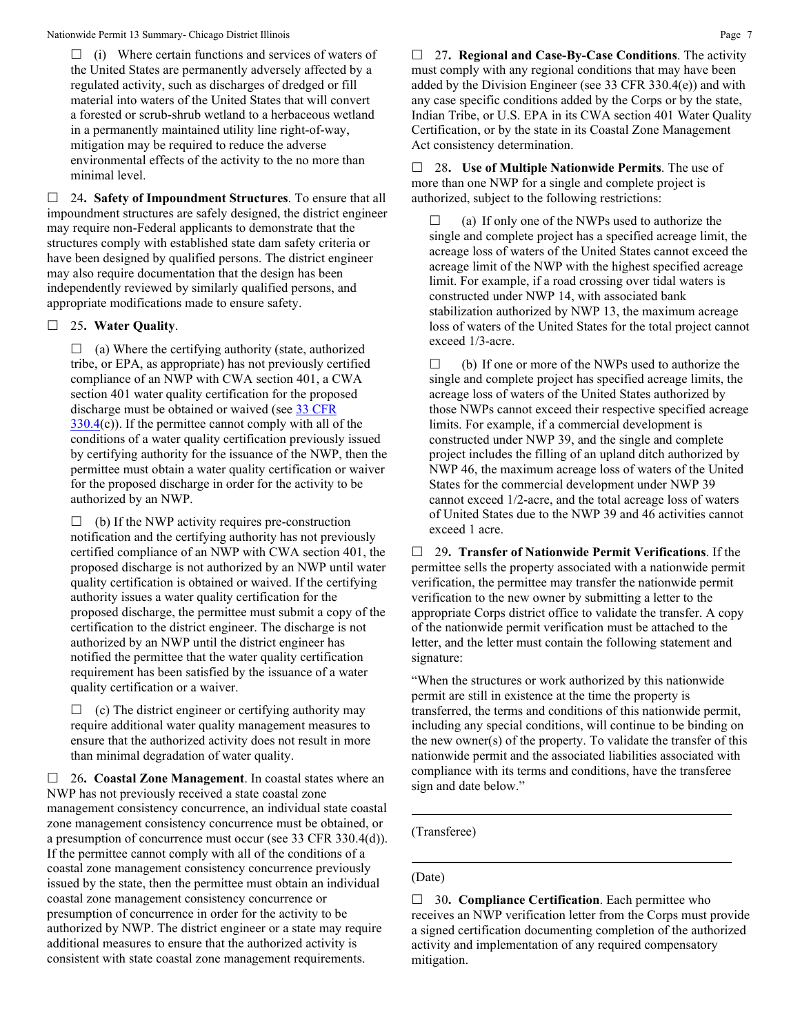☐ (i) Where certain functions and services of waters of the United States are permanently adversely affected by a regulated activity, such as discharges of dredged or fill material into waters of the United States that will convert a forested or scrub-shrub wetland to a herbaceous wetland in a permanently maintained utility line right-of-way, mitigation may be required to reduce the adverse environmental effects of the activity to the no more than minimal level.

☐ 24**. Safety of Impoundment Structures**. To ensure that all impoundment structures are safely designed, the district engineer may require non-Federal applicants to demonstrate that the structures comply with established state dam safety criteria or have been designed by qualified persons. The district engineer may also require documentation that the design has been independently reviewed by similarly qualified persons, and appropriate modifications made to ensure safety.

☐ 25**. Water Quality**.

☐ (a) Where the certifying authority (state, authorized tribe, or EPA, as appropriate) has not previously certified compliance of an NWP with CWA section 401, a CWA section 401 water quality certification for the proposed discharge must be obtained or waived (see [33 CFR 330.4](https://www.ecfr.gov/)(c)). If the permittee cannot comply with all of the conditions of a water quality certification previously issued by certifying authority for the issuance of the NWP, then the permittee must obtain a water quality certification or waiver for the proposed discharge in order for the activity to be authorized by an NWP.

☐ (b) If the NWP activity requires pre-construction notification and the certifying authority has not previously certified compliance of an NWP with CWA section 401, the proposed discharge is not authorized by an NWP until water quality certification is obtained or waived. If the certifying authority issues a water quality certification for the proposed discharge, the permittee must submit a copy of the certification to the district engineer. The discharge is not authorized by an NWP until the district engineer has notified the permittee that the water quality certification requirement has been satisfied by the issuance of a water quality certification or a waiver.

☐ (c) The district engineer or certifying authority may require additional water quality management measures to ensure that the authorized activity does not result in more than minimal degradation of water quality.

☐ 26**. Coastal Zone Management**. In coastal states where an NWP has not previously received a state coastal zone management consistency concurrence, an individual state coastal zone management consistency concurrence must be obtained, or a presumption of concurrence must occur (see 33 CFR 330.4(d)). If the permittee cannot comply with all of the conditions of a coastal zone management consistency concurrence previously issued by the state, then the permittee must obtain an individual coastal zone management consistency concurrence or presumption of concurrence in order for the activity to be authorized by NWP. The district engineer or a state may require additional measures to ensure that the authorized activity is consistent with state coastal zone management requirements.

☐ 27**. Regional and Case-By-Case Conditions**. The activity must comply with any regional conditions that may have been added by the Division Engineer (see 33 CFR 330.4(e)) and with any case specific conditions added by the Corps or by the state, Indian Tribe, or U.S. EPA in its CWA section 401 Water Quality Certification, or by the state in its Coastal Zone Management Act consistency determination.

☐ 28**. Use of Multiple Nationwide Permits**. The use of more than one NWP for a single and complete project is authorized, subject to the following restrictions:

☐ (a) If only one of the NWPs used to authorize the single and complete project has a specified acreage limit, the acreage loss of waters of the United States cannot exceed the acreage limit of the NWP with the highest specified acreage limit. For example, if a road crossing over tidal waters is constructed under NWP 14, with associated bank stabilization authorized by NWP 13, the maximum acreage loss of waters of the United States for the total project cannot exceed 1/3-acre.

☐ (b) If one or more of the NWPs used to authorize the single and complete project has specified acreage limits, the acreage loss of waters of the United States authorized by those NWPs cannot exceed their respective specified acreage limits. For example, if a commercial development is constructed under NWP 39, and the single and complete project includes the filling of an upland ditch authorized by NWP 46, the maximum acreage loss of waters of the United States for the commercial development under NWP 39 cannot exceed 1/2-acre, and the total acreage loss of waters of United States due to the NWP 39 and 46 activities cannot exceed 1 acre.

☐ 29**. Transfer of Nationwide Permit Verifications**. If the permittee sells the property associated with a nationwide permit verification, the permittee may transfer the nationwide permit verification to the new owner by submitting a letter to the appropriate Corps district office to validate the transfer. A copy of the nationwide permit verification must be attached to the letter, and the letter must contain the following statement and signature:

"When the structures or work authorized by this nationwide permit are still in existence at the time the property is transferred, the terms and conditions of this nationwide permit, including any special conditions, will continue to be binding on the new owner(s) of the property. To validate the transfer of this nationwide permit and the associated liabilities associated with compliance with its terms and conditions, have the transferee sign and date below."

\_\_\_\_\_\_\_\_\_\_\_\_\_\_\_\_\_\_\_\_\_\_\_\_\_\_\_\_\_\_\_\_\_\_\_\_\_\_\_\_

(Transferee)

\_\_\_\_\_\_\_\_\_\_\_\_\_\_\_\_\_\_\_\_\_\_\_\_\_\_\_\_\_\_\_\_\_\_\_\_\_\_\_\_

(Date)

☐ 30**. Compliance Certification**. Each permittee who receives an NWP verification letter from the Corps must provide a signed certification documenting completion of the authorized activity and implementation of any required compensatory mitigation.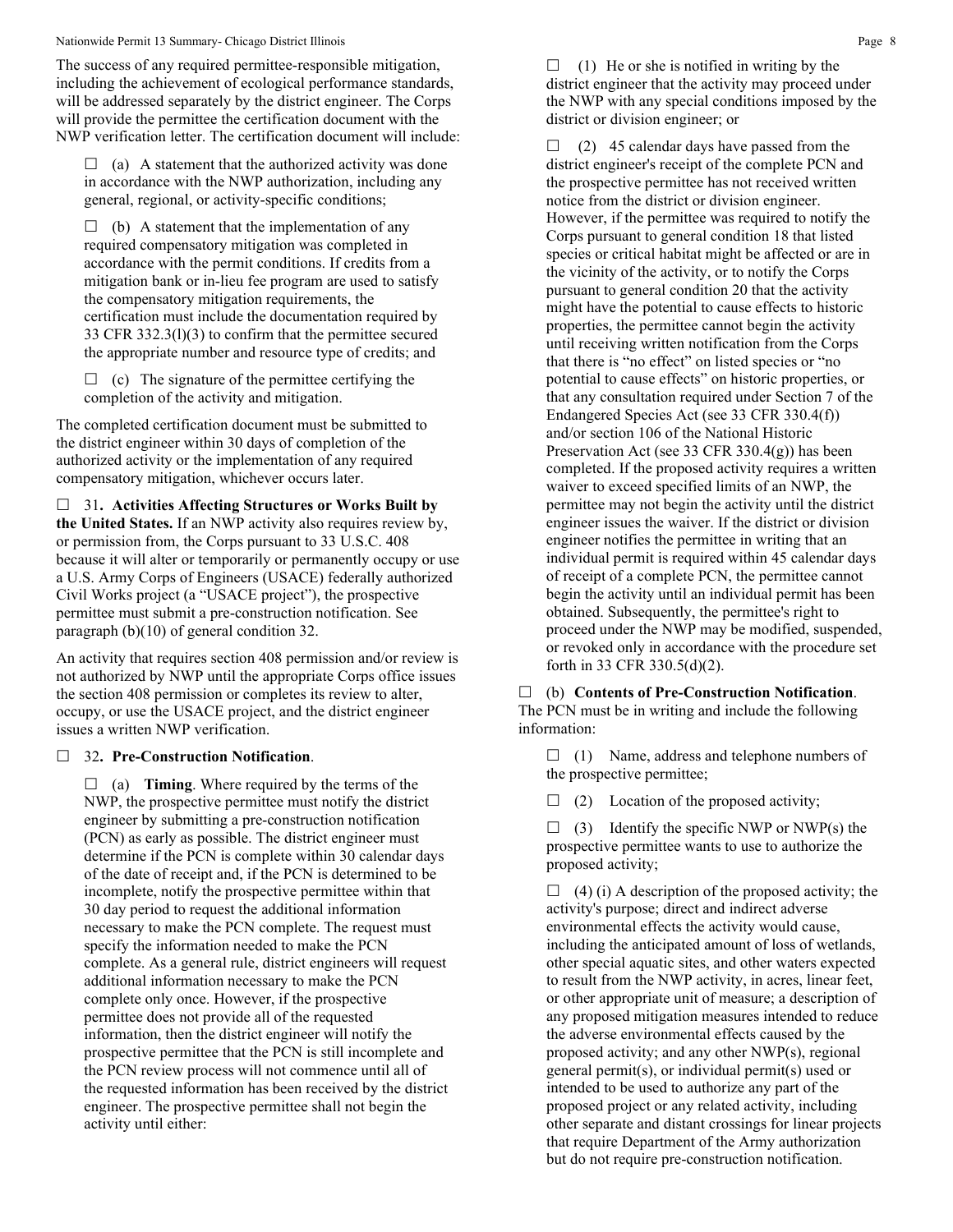The success of any required permittee-responsible mitigation, including the achievement of ecological performance standards, will be addressed separately by the district engineer. The Corps will provide the permittee the certification document with the NWP verification letter. The certification document will include:

☐ (a) A statement that the authorized activity was done in accordance with the NWP authorization, including any general, regional, or activity-specific conditions;

☐ (b) A statement that the implementation of any required compensatory mitigation was completed in accordance with the permit conditions. If credits from a mitigation bank or in-lieu fee program are used to satisfy the compensatory mitigation requirements, the certification must include the documentation required by 33 CFR 332.3(l)(3) to confirm that the permittee secured the appropriate number and resource type of credits; and

☐ (c) The signature of the permittee certifying the completion of the activity and mitigation.

The completed certification document must be submitted to the district engineer within 30 days of completion of the authorized activity or the implementation of any required compensatory mitigation, whichever occurs later.

☐ 31**. Activities Affecting Structures or Works Built by the United States.** If an NWP activity also requires review by, or permission from, the Corps pursuant to 33 U.S.C. 408 because it will alter or temporarily or permanently occupy or use a U.S. Army Corps of Engineers (USACE) federally authorized Civil Works project (a "USACE project"), the prospective permittee must submit a pre-construction notification. See paragraph (b)(10) of general condition 32.

An activity that requires section 408 permission and/or review is not authorized by NWP until the appropriate Corps office issues the section 408 permission or completes its review to alter, occupy, or use the USACE project, and the district engineer issues a written NWP verification.

☐ 32**. Pre-Construction Notification**.

☐ (a) **Timing**. Where required by the terms of the NWP, the prospective permittee must notify the district engineer by submitting a pre-construction notification (PCN) as early as possible. The district engineer must determine if the PCN is complete within 30 calendar days of the date of receipt and, if the PCN is determined to be incomplete, notify the prospective permittee within that 30 day period to request the additional information necessary to make the PCN complete. The request must specify the information needed to make the PCN complete. As a general rule, district engineers will request additional information necessary to make the PCN complete only once. However, if the prospective permittee does not provide all of the requested information, then the district engineer will notify the prospective permittee that the PCN is still incomplete and the PCN review process will not commence until all of the requested information has been received by the district engineer. The prospective permittee shall not begin the activity until either:

☐ (1) He or she is notified in writing by the district engineer that the activity may proceed under the NWP with any special conditions imposed by the district or division engineer; or

☐ (2) 45 calendar days have passed from the district engineer's receipt of the complete PCN and the prospective permittee has not received written notice from the district or division engineer. However, if the permittee was required to notify the Corps pursuant to general condition 18 that listed species or critical habitat might be affected or are in the vicinity of the activity, or to notify the Corps pursuant to general condition 20 that the activity might have the potential to cause effects to historic properties, the permittee cannot begin the activity until receiving written notification from the Corps that there is "no effect" on listed species or "no potential to cause effects" on historic properties, or that any consultation required under Section 7 of the Endangered Species Act (see 33 CFR 330.4(f)) and/or section 106 of the National Historic Preservation Act (see 33 CFR 330.4(g)) has been completed. If the proposed activity requires a written waiver to exceed specified limits of an NWP, the permittee may not begin the activity until the district engineer issues the waiver. If the district or division engineer notifies the permittee in writing that an individual permit is required within 45 calendar days of receipt of a complete PCN, the permittee cannot begin the activity until an individual permit has been obtained. Subsequently, the permittee's right to proceed under the NWP may be modified, suspended, or revoked only in accordance with the procedure set forth in 33 CFR 330.5(d)(2).

☐ (b) **Contents of Pre-Construction Notification**. The PCN must be in writing and include the following information:

☐ (1) Name, address and telephone numbers of the prospective permittee;

☐ (2) Location of the proposed activity;

☐ (3) Identify the specific NWP or NWP(s) the prospective permittee wants to use to authorize the proposed activity;

☐ (4) (i) A description of the proposed activity; the activity's purpose; direct and indirect adverse environmental effects the activity would cause, including the anticipated amount of loss of wetlands, other special aquatic sites, and other waters expected to result from the NWP activity, in acres, linear feet, or other appropriate unit of measure; a description of any proposed mitigation measures intended to reduce the adverse environmental effects caused by the proposed activity; and any other NWP(s), regional general permit(s), or individual permit(s) used or intended to be used to authorize any part of the proposed project or any related activity, including other separate and distant crossings for linear projects that require Department of the Army authorization but do not require pre-construction notification.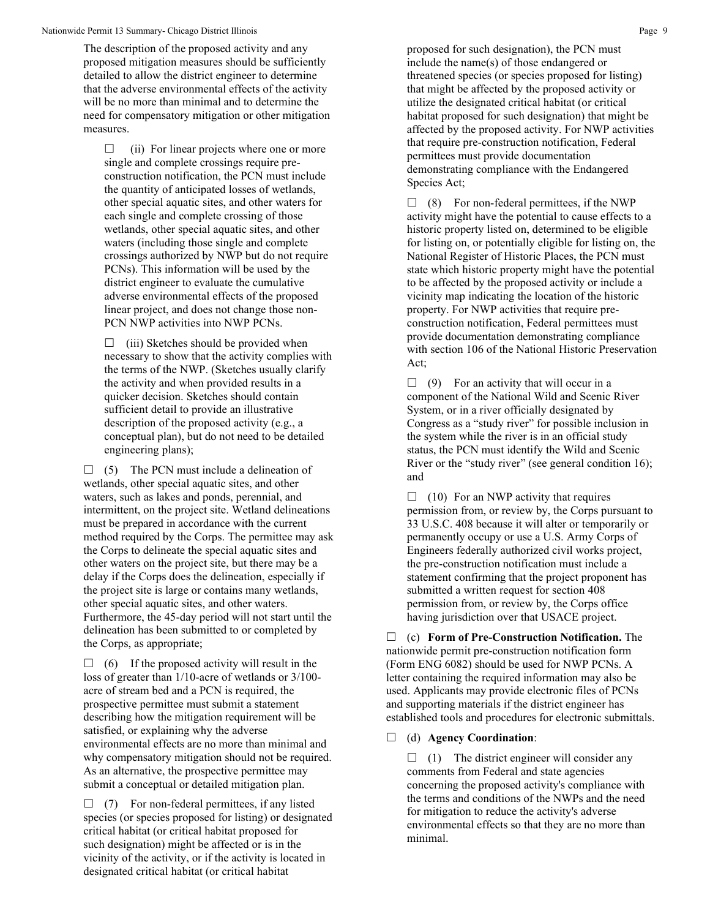The description of the proposed activity and any proposed mitigation measures should be sufficiently detailed to allow the district engineer to determine that the adverse environmental effects of the activity will be no more than minimal and to determine the need for compensatory mitigation or other mitigation measures.

☐ (ii) For linear projects where one or more single and complete crossings require pre-construction notification, the PCN must include the quantity of anticipated losses of wetlands, other special aquatic sites, and other waters for each single and complete crossing of those wetlands, other special aquatic sites, and other waters (including those single and complete crossings authorized by NWP but do not require PCNs). This information will be used by the district engineer to evaluate the cumulative adverse environmental effects of the proposed linear project, and does not change those non-PCN NWP activities into NWP PCNs.

☐ (iii) Sketches should be provided when necessary to show that the activity complies with the terms of the NWP. (Sketches usually clarify the activity and when provided results in a quicker decision. Sketches should contain sufficient detail to provide an illustrative description of the proposed activity (e.g., a conceptual plan), but do not need to be detailed engineering plans);

☐ (5) The PCN must include a delineation of wetlands, other special aquatic sites, and other waters, such as lakes and ponds, perennial, and intermittent, on the project site. Wetland delineations must be prepared in accordance with the current method required by the Corps. The permittee may ask the Corps to delineate the special aquatic sites and other waters on the project site, but there may be a delay if the Corps does the delineation, especially if the project site is large or contains many wetlands, other special aquatic sites, and other waters. Furthermore, the 45-day period will not start until the delineation has been submitted to or completed by the Corps, as appropriate;

☐ (6) If the proposed activity will result in the loss of greater than 1/10-acre of wetlands or 3/100-acre of stream bed and a PCN is required, the prospective permittee must submit a statement describing how the mitigation requirement will be satisfied, or explaining why the adverse environmental effects are no more than minimal and why compensatory mitigation should not be required. As an alternative, the prospective permittee may submit a conceptual or detailed mitigation plan.

☐ (7) For non-federal permittees, if any listed species (or species proposed for listing) or designated critical habitat (or critical habitat proposed for such designation) might be affected or is in the vicinity of the activity, or if the activity is located in designated critical habitat (or critical habitat proposed for such designation), the PCN must include the name(s) of those endangered or threatened species (or species proposed for listing) that might be affected by the proposed activity or utilize the designated critical habitat (or critical habitat proposed for such designation) that might be affected by the proposed activity. For NWP activities that require pre-construction notification, Federal permittees must provide documentation demonstrating compliance with the Endangered Species Act;

☐ (8) For non-federal permittees, if the NWP activity might have the potential to cause effects to a historic property listed on, determined to be eligible for listing on, or potentially eligible for listing on, the National Register of Historic Places, the PCN must state which historic property might have the potential to be affected by the proposed activity or include a vicinity map indicating the location of the historic property. For NWP activities that require pre-construction notification, Federal permittees must provide documentation demonstrating compliance with section 106 of the National Historic Preservation Act;

☐ (9) For an activity that will occur in a component of the National Wild and Scenic River System, or in a river officially designated by Congress as a "study river" for possible inclusion in the system while the river is in an official study status, the PCN must identify the Wild and Scenic River or the "study river" (see general condition 16); and

☐ (10) For an NWP activity that requires permission from, or review by, the Corps pursuant to 33 U.S.C. 408 because it will alter or temporarily or permanently occupy or use a U.S. Army Corps of Engineers federally authorized civil works project, the pre-construction notification must include a statement confirming that the project proponent has submitted a written request for section 408 permission from, or review by, the Corps office having jurisdiction over that USACE project.

☐ (c) **Form of Pre-Construction Notification.** The nationwide permit pre-construction notification form (Form ENG 6082) should be used for NWP PCNs. A letter containing the required information may also be used. Applicants may provide electronic files of PCNs and supporting materials if the district engineer has established tools and procedures for electronic submittals.

☐ (d) **Agency Coordination**:

☐ (1) The district engineer will consider any comments from Federal and state agencies concerning the proposed activity's compliance with the terms and conditions of the NWPs and the need for mitigation to reduce the activity's adverse environmental effects so that they are no more than minimal.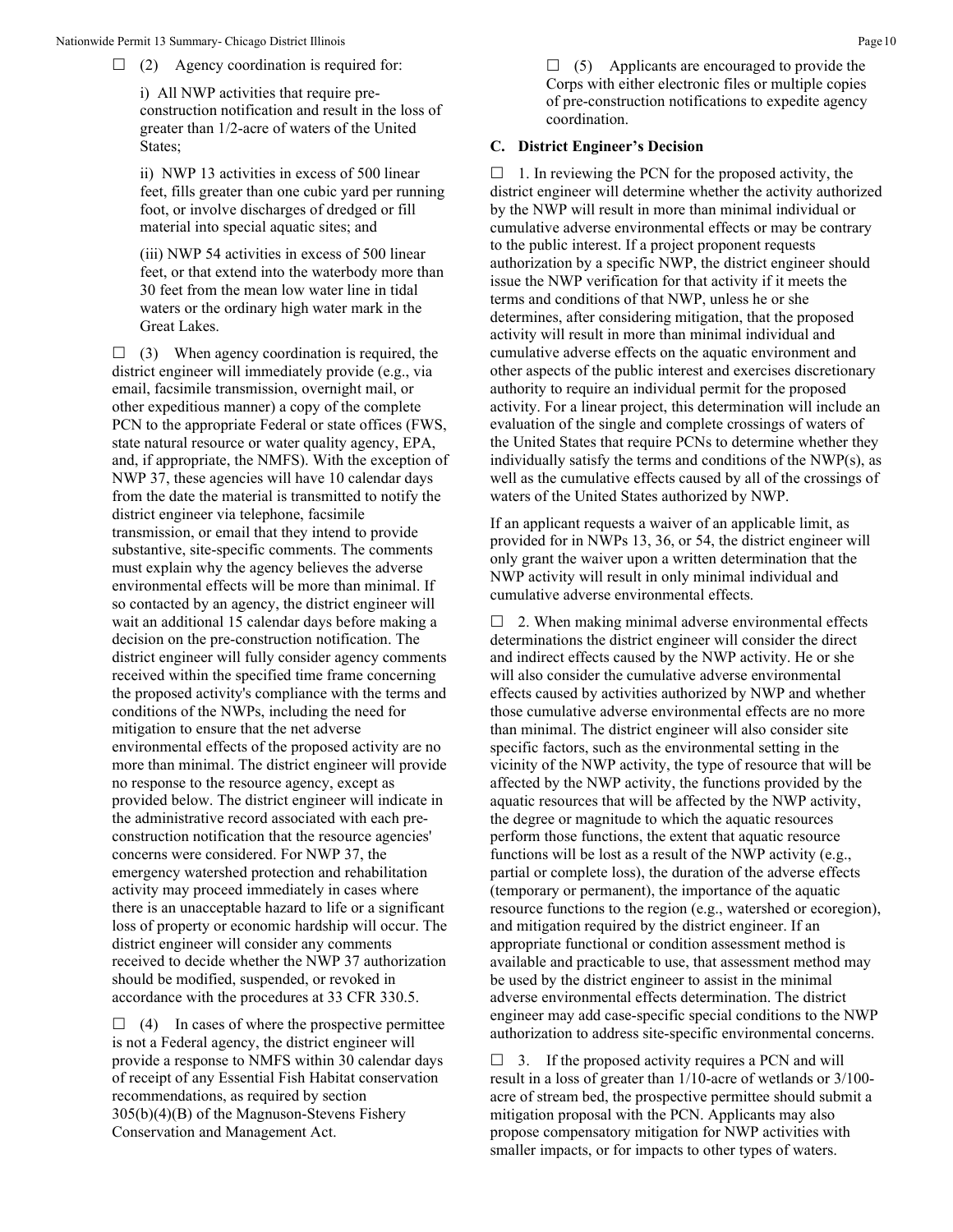☐ (2) Agency coordination is required for:

i) All NWP activities that require pre-construction notification and result in the loss of greater than 1/2-acre of waters of the United States;

ii) NWP 13 activities in excess of 500 linear feet, fills greater than one cubic yard per running foot, or involve discharges of dredged or fill material into special aquatic sites; and

(iii) NWP 54 activities in excess of 500 linear feet, or that extend into the waterbody more than 30 feet from the mean low water line in tidal waters or the ordinary high water mark in the Great Lakes.

☐ (3) When agency coordination is required, the district engineer will immediately provide (e.g., via email, facsimile transmission, overnight mail, or other expeditious manner) a copy of the complete PCN to the appropriate Federal or state offices (FWS, state natural resource or water quality agency, EPA, and, if appropriate, the NMFS). With the exception of NWP 37, these agencies will have 10 calendar days from the date the material is transmitted to notify the district engineer via telephone, facsimile transmission, or email that they intend to provide substantive, site-specific comments. The comments must explain why the agency believes the adverse environmental effects will be more than minimal. If so contacted by an agency, the district engineer will wait an additional 15 calendar days before making a decision on the pre-construction notification. The district engineer will fully consider agency comments received within the specified time frame concerning the proposed activity's compliance with the terms and conditions of the NWPs, including the need for mitigation to ensure that the net adverse environmental effects of the proposed activity are no more than minimal. The district engineer will provide no response to the resource agency, except as provided below. The district engineer will indicate in the administrative record associated with each pre-construction notification that the resource agencies' concerns were considered. For NWP 37, the emergency watershed protection and rehabilitation activity may proceed immediately in cases where there is an unacceptable hazard to life or a significant loss of property or economic hardship will occur. The district engineer will consider any comments received to decide whether the NWP 37 authorization should be modified, suspended, or revoked in accordance with the procedures at 33 CFR 330.5.

☐ (4) In cases of where the prospective permittee is not a Federal agency, the district engineer will provide a response to NMFS within 30 calendar days of receipt of any Essential Fish Habitat conservation recommendations, as required by section 305(b)(4)(B) of the Magnuson-Stevens Fishery Conservation and Management Act.

☐ (5) Applicants are encouraged to provide the Corps with either electronic files or multiple copies of pre-construction notifications to expedite agency coordination.

## C. District Engineer's Decision

☐ 1. In reviewing the PCN for the proposed activity, the district engineer will determine whether the activity authorized by the NWP will result in more than minimal individual or cumulative adverse environmental effects or may be contrary to the public interest. If a project proponent requests authorization by a specific NWP, the district engineer should issue the NWP verification for that activity if it meets the terms and conditions of that NWP, unless he or she determines, after considering mitigation, that the proposed activity will result in more than minimal individual and cumulative adverse effects on the aquatic environment and other aspects of the public interest and exercises discretionary authority to require an individual permit for the proposed activity. For a linear project, this determination will include an evaluation of the single and complete crossings of waters of the United States that require PCNs to determine whether they individually satisfy the terms and conditions of the NWP(s), as well as the cumulative effects caused by all of the crossings of waters of the United States authorized by NWP.

If an applicant requests a waiver of an applicable limit, as provided for in NWPs 13, 36, or 54, the district engineer will only grant the waiver upon a written determination that the NWP activity will result in only minimal individual and cumulative adverse environmental effects.

☐ 2. When making minimal adverse environmental effects determinations the district engineer will consider the direct and indirect effects caused by the NWP activity. He or she will also consider the cumulative adverse environmental effects caused by activities authorized by NWP and whether those cumulative adverse environmental effects are no more than minimal. The district engineer will also consider site specific factors, such as the environmental setting in the vicinity of the NWP activity, the type of resource that will be affected by the NWP activity, the functions provided by the aquatic resources that will be affected by the NWP activity, the degree or magnitude to which the aquatic resources perform those functions, the extent that aquatic resource functions will be lost as a result of the NWP activity (e.g., partial or complete loss), the duration of the adverse effects (temporary or permanent), the importance of the aquatic resource functions to the region (e.g., watershed or ecoregion), and mitigation required by the district engineer. If an appropriate functional or condition assessment method is available and practicable to use, that assessment method may be used by the district engineer to assist in the minimal adverse environmental effects determination. The district engineer may add case-specific special conditions to the NWP authorization to address site-specific environmental concerns.

☐ 3. If the proposed activity requires a PCN and will result in a loss of greater than 1/10-acre of wetlands or 3/100-acre of stream bed, the prospective permittee should submit a mitigation proposal with the PCN. Applicants may also propose compensatory mitigation for NWP activities with smaller impacts, or for impacts to other types of waters.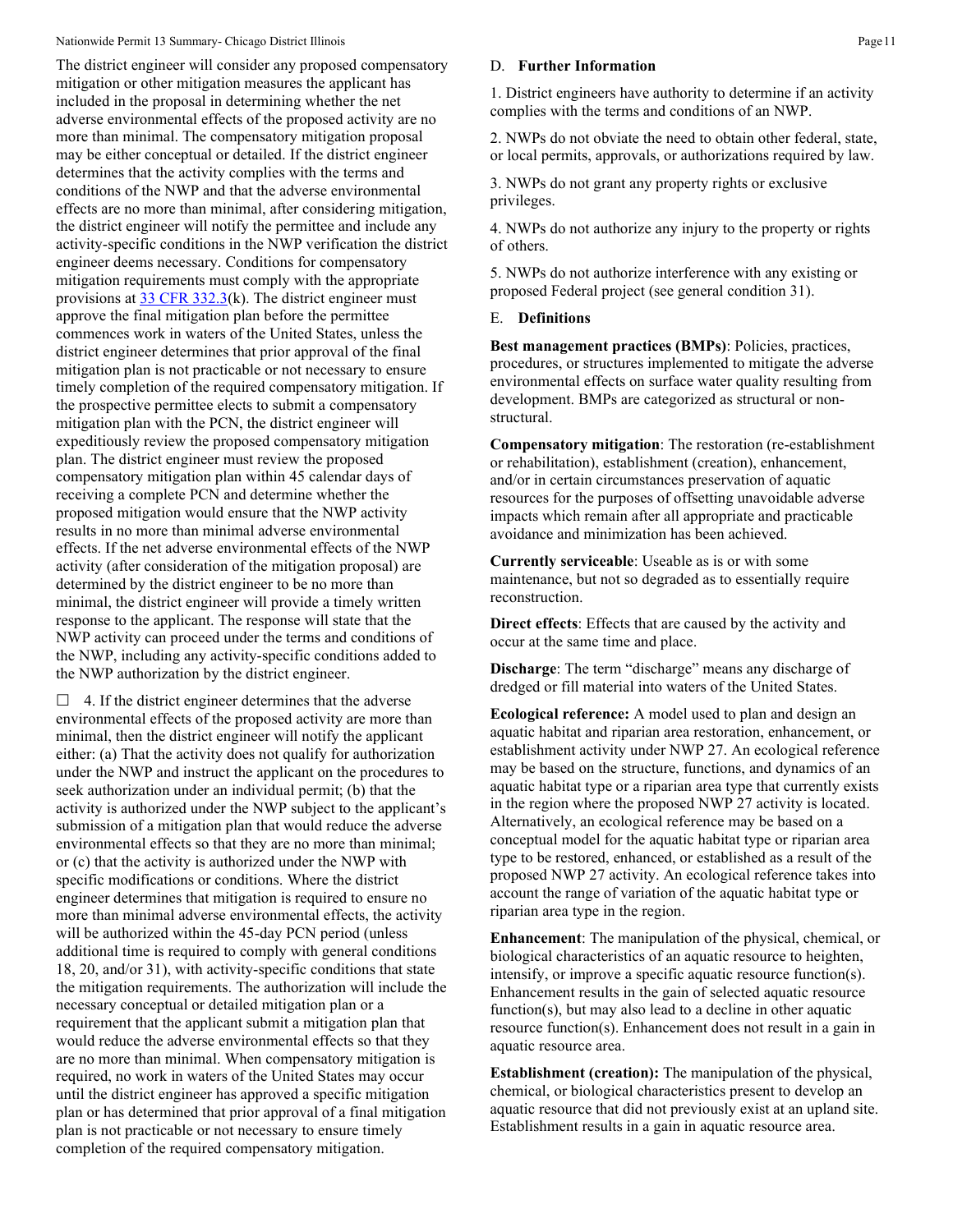The district engineer will consider any proposed compensatory mitigation or other mitigation measures the applicant has included in the proposal in determining whether the net adverse environmental effects of the proposed activity are no more than minimal. The compensatory mitigation proposal may be either conceptual or detailed. If the district engineer determines that the activity complies with the terms and conditions of the NWP and that the adverse environmental effects are no more than minimal, after considering mitigation, the district engineer will notify the permittee and include any activity-specific conditions in the NWP verification the district engineer deems necessary. Conditions for compensatory mitigation requirements must comply with the appropriate provisions at [33 CFR 332.3](k). The district engineer must approve the final mitigation plan before the permittee commences work in waters of the United States, unless the district engineer determines that prior approval of the final mitigation plan is not practicable or not necessary to ensure timely completion of the required compensatory mitigation. If the prospective permittee elects to submit a compensatory mitigation plan with the PCN, the district engineer will expeditiously review the proposed compensatory mitigation plan. The district engineer must review the proposed compensatory mitigation plan within 45 calendar days of receiving a complete PCN and determine whether the proposed mitigation would ensure that the NWP activity results in no more than minimal adverse environmental effects. If the net adverse environmental effects of the NWP activity (after consideration of the mitigation proposal) are determined by the district engineer to be no more than minimal, the district engineer will provide a timely written response to the applicant. The response will state that the NWP activity can proceed under the terms and conditions of the NWP, including any activity-specific conditions added to the NWP authorization by the district engineer.

☐ 4. If the district engineer determines that the adverse environmental effects of the proposed activity are more than minimal, then the district engineer will notify the applicant either: (a) That the activity does not qualify for authorization under the NWP and instruct the applicant on the procedures to seek authorization under an individual permit; (b) that the activity is authorized under the NWP subject to the applicant's submission of a mitigation plan that would reduce the adverse environmental effects so that they are no more than minimal; or (c) that the activity is authorized under the NWP with specific modifications or conditions. Where the district engineer determines that mitigation is required to ensure no more than minimal adverse environmental effects, the activity will be authorized within the 45-day PCN period (unless additional time is required to comply with general conditions 18, 20, and/or 31), with activity-specific conditions that state the mitigation requirements. The authorization will include the necessary conceptual or detailed mitigation plan or a requirement that the applicant submit a mitigation plan that would reduce the adverse environmental effects so that they are no more than minimal. When compensatory mitigation is required, no work in waters of the United States may occur until the district engineer has approved a specific mitigation plan or has determined that prior approval of a final mitigation plan is not practicable or not necessary to ensure timely completion of the required compensatory mitigation.

## D. Further Information

1. District engineers have authority to determine if an activity complies with the terms and conditions of an NWP.

2. NWPs do not obviate the need to obtain other federal, state, or local permits, approvals, or authorizations required by law.

3. NWPs do not grant any property rights or exclusive privileges.

4. NWPs do not authorize any injury to the property or rights of others.

5. NWPs do not authorize interference with any existing or proposed Federal project (see general condition 31).

## E. Definitions

**Best management practices (BMPs)**: Policies, practices, procedures, or structures implemented to mitigate the adverse environmental effects on surface water quality resulting from development. BMPs are categorized as structural or non-structural.

**Compensatory mitigation**: The restoration (re-establishment or rehabilitation), establishment (creation), enhancement, and/or in certain circumstances preservation of aquatic resources for the purposes of offsetting unavoidable adverse impacts which remain after all appropriate and practicable avoidance and minimization has been achieved.

**Currently serviceable**: Useable as is or with some maintenance, but not so degraded as to essentially require reconstruction.

**Direct effects**: Effects that are caused by the activity and occur at the same time and place.

**Discharge**: The term "discharge" means any discharge of dredged or fill material into waters of the United States.

**Ecological reference:** A model used to plan and design an aquatic habitat and riparian area restoration, enhancement, or establishment activity under NWP 27. An ecological reference may be based on the structure, functions, and dynamics of an aquatic habitat type or a riparian area type that currently exists in the region where the proposed NWP 27 activity is located. Alternatively, an ecological reference may be based on a conceptual model for the aquatic habitat type or riparian area type to be restored, enhanced, or established as a result of the proposed NWP 27 activity. An ecological reference takes into account the range of variation of the aquatic habitat type or riparian area type in the region.

**Enhancement**: The manipulation of the physical, chemical, or biological characteristics of an aquatic resource to heighten, intensify, or improve a specific aquatic resource function(s). Enhancement results in the gain of selected aquatic resource function(s), but may also lead to a decline in other aquatic resource function(s). Enhancement does not result in a gain in aquatic resource area.

**Establishment (creation):** The manipulation of the physical, chemical, or biological characteristics present to develop an aquatic resource that did not previously exist at an upland site. Establishment results in a gain in aquatic resource area.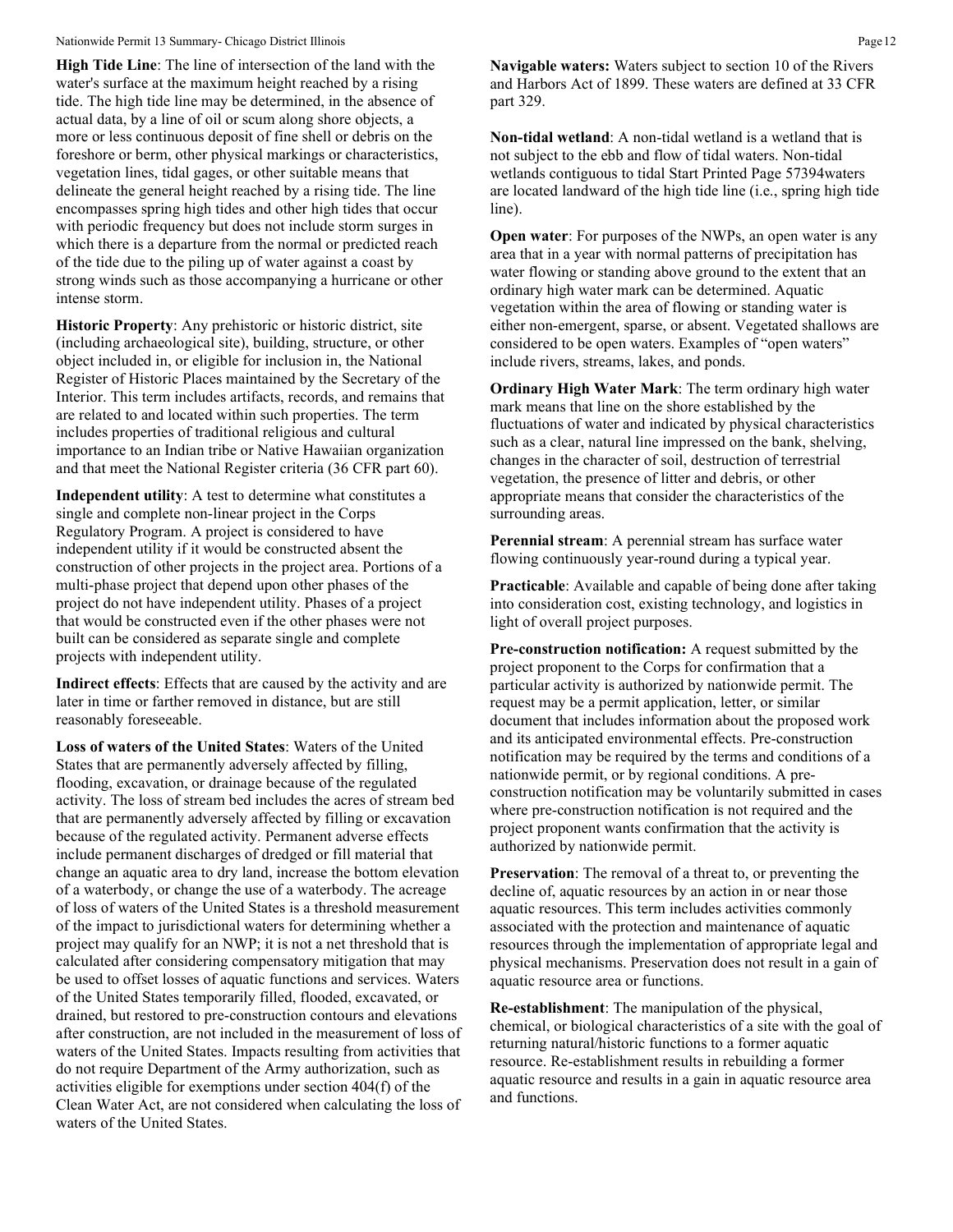**High Tide Line**: The line of intersection of the land with the water's surface at the maximum height reached by a rising tide. The high tide line may be determined, in the absence of actual data, by a line of oil or scum along shore objects, a more or less continuous deposit of fine shell or debris on the foreshore or berm, other physical markings or characteristics, vegetation lines, tidal gages, or other suitable means that delineate the general height reached by a rising tide. The line encompasses spring high tides and other high tides that occur with periodic frequency but does not include storm surges in which there is a departure from the normal or predicted reach of the tide due to the piling up of water against a coast by strong winds such as those accompanying a hurricane or other intense storm.

**Historic Property**: Any prehistoric or historic district, site (including archaeological site), building, structure, or other object included in, or eligible for inclusion in, the National Register of Historic Places maintained by the Secretary of the Interior. This term includes artifacts, records, and remains that are related to and located within such properties. The term includes properties of traditional religious and cultural importance to an Indian tribe or Native Hawaiian organization and that meet the National Register criteria (36 CFR part 60).

**Independent utility**: A test to determine what constitutes a single and complete non-linear project in the Corps Regulatory Program. A project is considered to have independent utility if it would be constructed absent the construction of other projects in the project area. Portions of a multi-phase project that depend upon other phases of the project do not have independent utility. Phases of a project that would be constructed even if the other phases were not built can be considered as separate single and complete projects with independent utility.

**Indirect effects**: Effects that are caused by the activity and are later in time or farther removed in distance, but are still reasonably foreseeable.

**Loss of waters of the United States**: Waters of the United States that are permanently adversely affected by filling, flooding, excavation, or drainage because of the regulated activity. The loss of stream bed includes the acres of stream bed that are permanently adversely affected by filling or excavation because of the regulated activity. Permanent adverse effects include permanent discharges of dredged or fill material that change an aquatic area to dry land, increase the bottom elevation of a waterbody, or change the use of a waterbody. The acreage of loss of waters of the United States is a threshold measurement of the impact to jurisdictional waters for determining whether a project may qualify for an NWP; it is not a net threshold that is calculated after considering compensatory mitigation that may be used to offset losses of aquatic functions and services. Waters of the United States temporarily filled, flooded, excavated, or drained, but restored to pre-construction contours and elevations after construction, are not included in the measurement of loss of waters of the United States. Impacts resulting from activities that do not require Department of the Army authorization, such as activities eligible for exemptions under section 404(f) of the Clean Water Act, are not considered when calculating the loss of waters of the United States.

**Navigable waters:** Waters subject to section 10 of the Rivers and Harbors Act of 1899. These waters are defined at 33 CFR part 329.

**Non-tidal wetland**: A non-tidal wetland is a wetland that is not subject to the ebb and flow of tidal waters. Non-tidal wetlands contiguous to tidal Start Printed Page 57394waters are located landward of the high tide line (i.e., spring high tide line).

**Open water**: For purposes of the NWPs, an open water is any area that in a year with normal patterns of precipitation has water flowing or standing above ground to the extent that an ordinary high water mark can be determined. Aquatic vegetation within the area of flowing or standing water is either non-emergent, sparse, or absent. Vegetated shallows are considered to be open waters. Examples of "open waters" include rivers, streams, lakes, and ponds.

**Ordinary High Water Mark**: The term ordinary high water mark means that line on the shore established by the fluctuations of water and indicated by physical characteristics such as a clear, natural line impressed on the bank, shelving, changes in the character of soil, destruction of terrestrial vegetation, the presence of litter and debris, or other appropriate means that consider the characteristics of the surrounding areas.

**Perennial stream**: A perennial stream has surface water flowing continuously year-round during a typical year.

**Practicable**: Available and capable of being done after taking into consideration cost, existing technology, and logistics in light of overall project purposes.

**Pre-construction notification:** A request submitted by the project proponent to the Corps for confirmation that a particular activity is authorized by nationwide permit. The request may be a permit application, letter, or similar document that includes information about the proposed work and its anticipated environmental effects. Pre-construction notification may be required by the terms and conditions of a nationwide permit, or by regional conditions. A pre-construction notification may be voluntarily submitted in cases where pre-construction notification is not required and the project proponent wants confirmation that the activity is authorized by nationwide permit.

**Preservation**: The removal of a threat to, or preventing the decline of, aquatic resources by an action in or near those aquatic resources. This term includes activities commonly associated with the protection and maintenance of aquatic resources through the implementation of appropriate legal and physical mechanisms. Preservation does not result in a gain of aquatic resource area or functions.

**Re-establishment**: The manipulation of the physical, chemical, or biological characteristics of a site with the goal of returning natural/historic functions to a former aquatic resource. Re-establishment results in rebuilding a former aquatic resource and results in a gain in aquatic resource area and functions.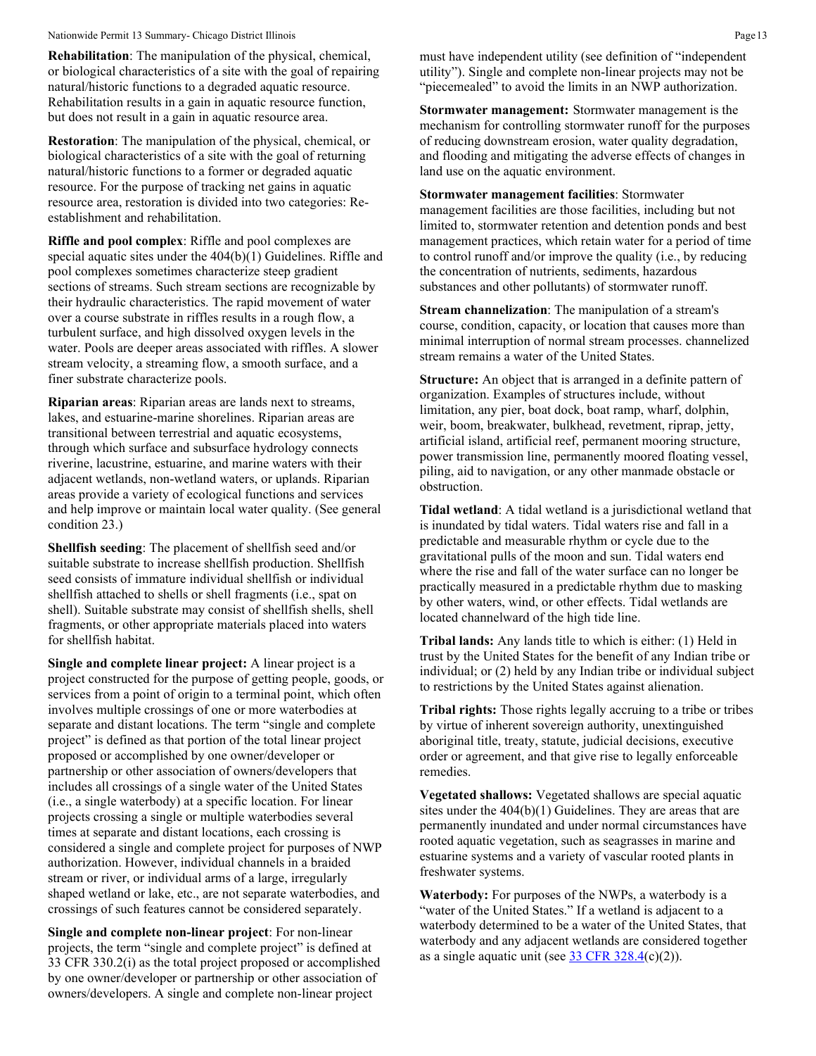**Rehabilitation**: The manipulation of the physical, chemical, or biological characteristics of a site with the goal of repairing natural/historic functions to a degraded aquatic resource. Rehabilitation results in a gain in aquatic resource function, but does not result in a gain in aquatic resource area.

**Restoration**: The manipulation of the physical, chemical, or biological characteristics of a site with the goal of returning natural/historic functions to a former or degraded aquatic resource. For the purpose of tracking net gains in aquatic resource area, restoration is divided into two categories: Re-establishment and rehabilitation.

**Riffle and pool complex**: Riffle and pool complexes are special aquatic sites under the 404(b)(1) Guidelines. Riffle and pool complexes sometimes characterize steep gradient sections of streams. Such stream sections are recognizable by their hydraulic characteristics. The rapid movement of water over a course substrate in riffles results in a rough flow, a turbulent surface, and high dissolved oxygen levels in the water. Pools are deeper areas associated with riffles. A slower stream velocity, a streaming flow, a smooth surface, and a finer substrate characterize pools.

**Riparian areas**: Riparian areas are lands next to streams, lakes, and estuarine-marine shorelines. Riparian areas are transitional between terrestrial and aquatic ecosystems, through which surface and subsurface hydrology connects riverine, lacustrine, estuarine, and marine waters with their adjacent wetlands, non-wetland waters, or uplands. Riparian areas provide a variety of ecological functions and services and help improve or maintain local water quality. (See general condition 23.)

**Shellfish seeding**: The placement of shellfish seed and/or suitable substrate to increase shellfish production. Shellfish seed consists of immature individual shellfish or individual shellfish attached to shells or shell fragments (i.e., spat on shell). Suitable substrate may consist of shellfish shells, shell fragments, or other appropriate materials placed into waters for shellfish habitat.

**Single and complete linear project:** A linear project is a project constructed for the purpose of getting people, goods, or services from a point of origin to a terminal point, which often involves multiple crossings of one or more waterbodies at separate and distant locations. The term "single and complete project" is defined as that portion of the total linear project proposed or accomplished by one owner/developer or partnership or other association of owners/developers that includes all crossings of a single water of the United States (i.e., a single waterbody) at a specific location. For linear projects crossing a single or multiple waterbodies several times at separate and distant locations, each crossing is considered a single and complete project for purposes of NWP authorization. However, individual channels in a braided stream or river, or individual arms of a large, irregularly shaped wetland or lake, etc., are not separate waterbodies, and crossings of such features cannot be considered separately.

**Single and complete non-linear project**: For non-linear projects, the term "single and complete project" is defined at 33 CFR 330.2(i) as the total project proposed or accomplished by one owner/developer or partnership or other association of owners/developers. A single and complete non-linear project must have independent utility (see definition of "independent utility"). Single and complete non-linear projects may not be "piecemealed" to avoid the limits in an NWP authorization.

**Stormwater management:** Stormwater management is the mechanism for controlling stormwater runoff for the purposes of reducing downstream erosion, water quality degradation, and flooding and mitigating the adverse effects of changes in land use on the aquatic environment.

**Stormwater management facilities**: Stormwater management facilities are those facilities, including but not limited to, stormwater retention and detention ponds and best management practices, which retain water for a period of time to control runoff and/or improve the quality (i.e., by reducing the concentration of nutrients, sediments, hazardous substances and other pollutants) of stormwater runoff.

**Stream channelization**: The manipulation of a stream's course, condition, capacity, or location that causes more than minimal interruption of normal stream processes. channelized stream remains a water of the United States.

**Structure:** An object that is arranged in a definite pattern of organization. Examples of structures include, without limitation, any pier, boat dock, boat ramp, wharf, dolphin, weir, boom, breakwater, bulkhead, revetment, riprap, jetty, artificial island, artificial reef, permanent mooring structure, power transmission line, permanently moored floating vessel, piling, aid to navigation, or any other manmade obstacle or obstruction.

**Tidal wetland**: A tidal wetland is a jurisdictional wetland that is inundated by tidal waters. Tidal waters rise and fall in a predictable and measurable rhythm or cycle due to the gravitational pulls of the moon and sun. Tidal waters end where the rise and fall of the water surface can no longer be practically measured in a predictable rhythm due to masking by other waters, wind, or other effects. Tidal wetlands are located channelward of the high tide line.

**Tribal lands:** Any lands title to which is either: (1) Held in trust by the United States for the benefit of any Indian tribe or individual; or (2) held by any Indian tribe or individual subject to restrictions by the United States against alienation.

**Tribal rights:** Those rights legally accruing to a tribe or tribes by virtue of inherent sovereign authority, unextinguished aboriginal title, treaty, statute, judicial decisions, executive order or agreement, and that give rise to legally enforceable remedies.

**Vegetated shallows:** Vegetated shallows are special aquatic sites under the 404(b)(1) Guidelines. They are areas that are permanently inundated and under normal circumstances have rooted aquatic vegetation, such as seagrasses in marine and estuarine systems and a variety of vascular rooted plants in freshwater systems.

**Waterbody:** For purposes of the NWPs, a waterbody is a "water of the United States." If a wetland is adjacent to a waterbody determined to be a water of the United States, that waterbody and any adjacent wetlands are considered together as a single aquatic unit (see 33 CFR 328.4(c)(2)).